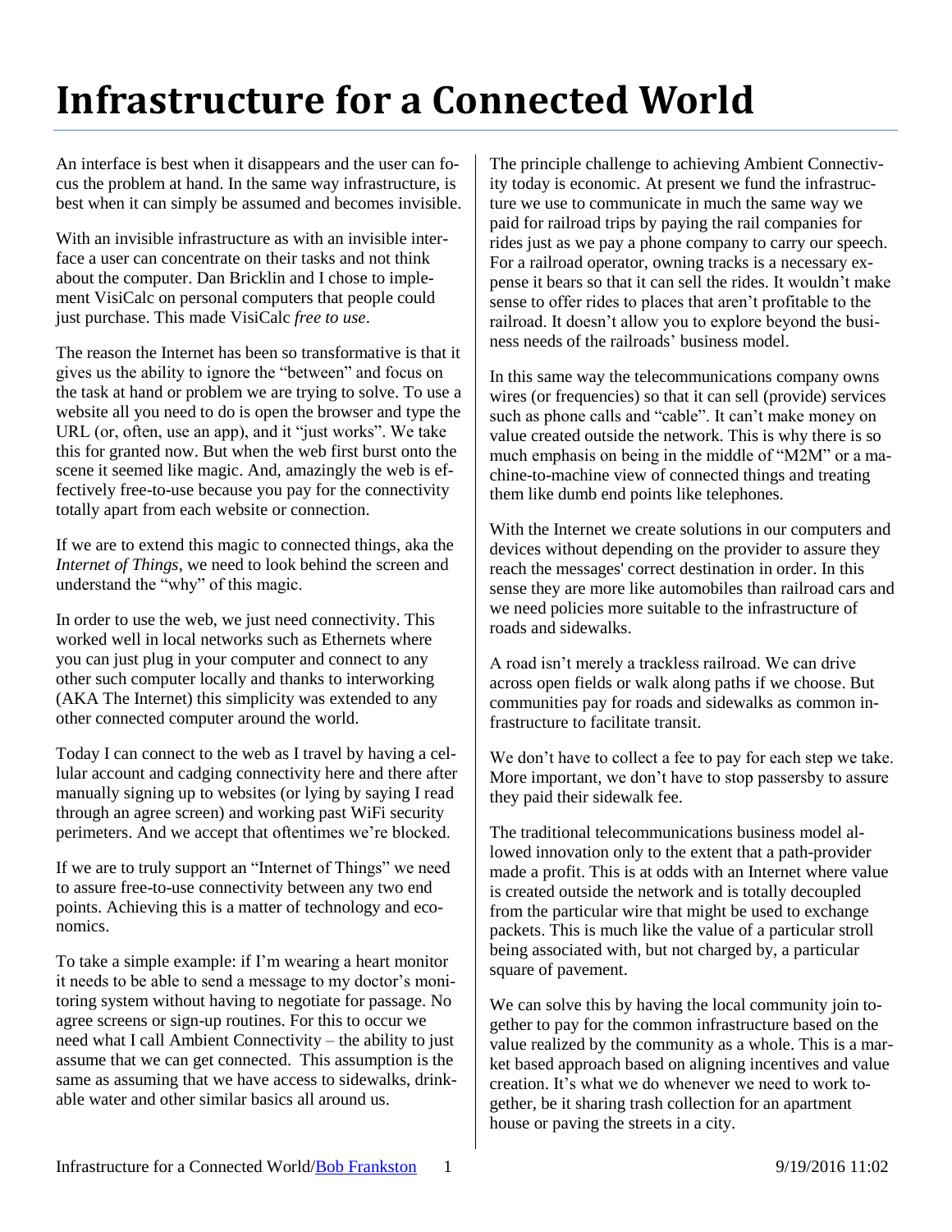# Infrastructure for a Connected World

An interface is best when it disappears and the user can focus the problem at hand. In the same way infrastructure, is best when it can simply be assumed and becomes invisible.

With an invisible infrastructure as with an invisible interface a user can concentrate on their tasks and not think about the computer. Dan Bricklin and I chose to implement VisiCalc on personal computers that people could just purchase. This made VisiCalc *free to use*.

The reason the Internet has been so transformative is that it gives us the ability to ignore the "between" and focus on the task at hand or problem we are trying to solve. To use a website all you need to do is open the browser and type the URL (or, often, use an app), and it "just works". We take this for granted now. But when the web first burst onto the scene it seemed like magic. And, amazingly the web is effectively free-to-use because you pay for the connectivity totally apart from each website or connection.

If we are to extend this magic to connected things, aka the *Internet of Things*, we need to look behind the screen and understand the "why" of this magic.

In order to use the web, we just need connectivity. This worked well in local networks such as Ethernets where you can just plug in your computer and connect to any other such computer locally and thanks to interworking (AKA The Internet) this simplicity was extended to any other connected computer around the world.

Today I can connect to the web as I travel by having a cellular account and cadging connectivity here and there after manually signing up to websites (or lying by saying I read through an agree screen) and working past WiFi security perimeters. And we accept that oftentimes we're blocked.

If we are to truly support an "Internet of Things" we need to assure free-to-use connectivity between any two end points. Achieving this is a matter of technology and economics.

To take a simple example: if I'm wearing a heart monitor it needs to be able to send a message to my doctor's monitoring system without having to negotiate for passage. No agree screens or sign-up routines. For this to occur we need what I call Ambient Connectivity – the ability to just assume that we can get connected. This assumption is the same as assuming that we have access to sidewalks, drinkable water and other similar basics all around us.

The principle challenge to achieving Ambient Connectivity today is economic. At present we fund the infrastructure we use to communicate in much the same way we paid for railroad trips by paying the rail companies for rides just as we pay a phone company to carry our speech. For a railroad operator, owning tracks is a necessary expense it bears so that it can sell the rides. It wouldn't make sense to offer rides to places that aren't profitable to the railroad. It doesn't allow you to explore beyond the business needs of the railroads' business model.

In this same way the telecommunications company owns wires (or frequencies) so that it can sell (provide) services such as phone calls and "cable". It can't make money on value created outside the network. This is why there is so much emphasis on being in the middle of "M2M" or a machine-to-machine view of connected things and treating them like dumb end points like telephones.

With the Internet we create solutions in our computers and devices without depending on the provider to assure they reach the messages' correct destination in order. In this sense they are more like automobiles than railroad cars and we need policies more suitable to the infrastructure of roads and sidewalks.

A road isn't merely a trackless railroad. We can drive across open fields or walk along paths if we choose. But communities pay for roads and sidewalks as common infrastructure to facilitate transit.

We don't have to collect a fee to pay for each step we take. More important, we don't have to stop passersby to assure they paid their sidewalk fee.

The traditional telecommunications business model allowed innovation only to the extent that a path-provider made a profit. This is at odds with an Internet where value is created outside the network and is totally decoupled from the particular wire that might be used to exchange packets. This is much like the value of a particular stroll being associated with, but not charged by, a particular square of pavement.

We can solve this by having the local community join together to pay for the common infrastructure based on the value realized by the community as a whole. This is a market based approach based on aligning incentives and value creation. It's what we do whenever we need to work together, be it sharing trash collection for an apartment house or paving the streets in a city.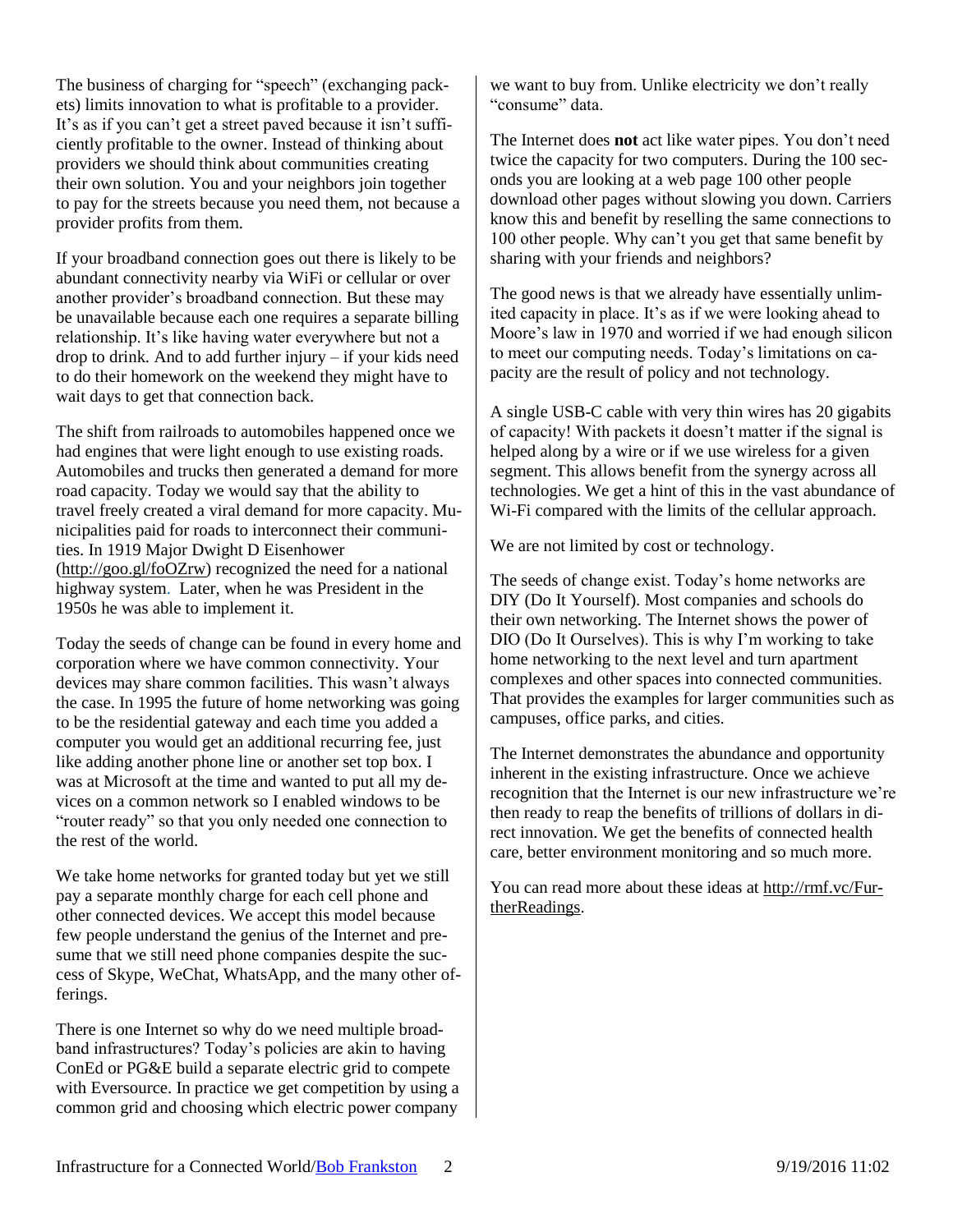The business of charging for "speech" (exchanging packets) limits innovation to what is profitable to a provider. It's as if you can't get a street paved because it isn't sufficiently profitable to the owner. Instead of thinking about providers we should think about communities creating their own solution. You and your neighbors join together to pay for the streets because you need them, not because a provider profits from them.

If your broadband connection goes out there is likely to be abundant connectivity nearby via WiFi or cellular or over another provider's broadband connection. But these may be unavailable because each one requires a separate billing relationship. It's like having water everywhere but not a drop to drink. And to add further injury – if your kids need to do their homework on the weekend they might have to wait days to get that connection back.

The shift from railroads to automobiles happened once we had engines that were light enough to use existing roads. Automobiles and trucks then generated a demand for more road capacity. Today we would say that the ability to travel freely created a viral demand for more capacity. Municipalities paid for roads to interconnect their communities. In 1919 Major Dwight D Eisenhower (http://goo.gl/foOZrw) recognized the need for a national highway system. Later, when he was President in the 1950s he was able to implement it.

Today the seeds of change can be found in every home and corporation where we have common connectivity. Your devices may share common facilities. This wasn't always the case. In 1995 the future of home networking was going to be the residential gateway and each time you added a computer you would get an additional recurring fee, just like adding another phone line or another set top box. I was at Microsoft at the time and wanted to put all my devices on a common network so I enabled windows to be "router ready" so that you only needed one connection to the rest of the world.

We take home networks for granted today but yet we still pay a separate monthly charge for each cell phone and other connected devices. We accept this model because few people understand the genius of the Internet and presume that we still need phone companies despite the success of Skype, WeChat, WhatsApp, and the many other offerings.

There is one Internet so why do we need multiple broadband infrastructures? Today's policies are akin to having ConEd or PG&E build a separate electric grid to compete with Eversource. In practice we get competition by using a common grid and choosing which electric power company we want to buy from. Unlike electricity we don't really "consume" data.

The Internet does **not** act like water pipes. You don't need twice the capacity for two computers. During the 100 seconds you are looking at a web page 100 other people download other pages without slowing you down. Carriers know this and benefit by reselling the same connections to 100 other people. Why can't you get that same benefit by sharing with your friends and neighbors?

The good news is that we already have essentially unlimited capacity in place. It's as if we were looking ahead to Moore's law in 1970 and worried if we had enough silicon to meet our computing needs. Today's limitations on capacity are the result of policy and not technology.

A single USB-C cable with very thin wires has 20 gigabits of capacity! With packets it doesn't matter if the signal is helped along by a wire or if we use wireless for a given segment. This allows benefit from the synergy across all technologies. We get a hint of this in the vast abundance of Wi-Fi compared with the limits of the cellular approach.

We are not limited by cost or technology.

The seeds of change exist. Today's home networks are DIY (Do It Yourself). Most companies and schools do their own networking. The Internet shows the power of DIO (Do It Ourselves). This is why I'm working to take home networking to the next level and turn apartment complexes and other spaces into connected communities. That provides the examples for larger communities such as campuses, office parks, and cities.

The Internet demonstrates the abundance and opportunity inherent in the existing infrastructure. Once we achieve recognition that the Internet is our new infrastructure we're then ready to reap the benefits of trillions of dollars in direct innovation. We get the benefits of connected health care, better environment monitoring and so much more.

You can read more about these ideas at http://rmf.vc/FurtherReadings.